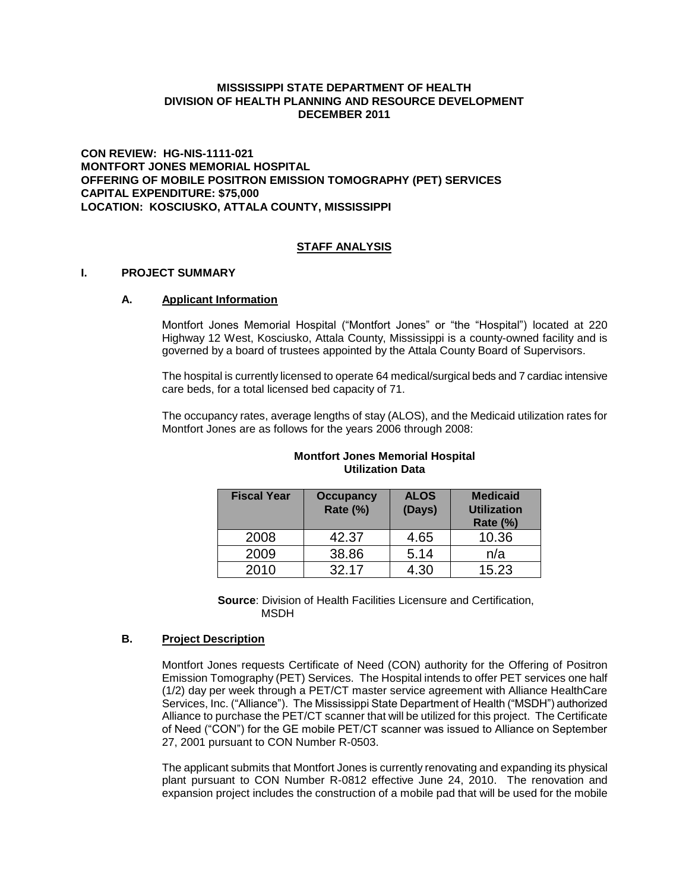**MISSISSIPPI STATE DEPARTMENT OF HEALTH**
**DIVISION OF HEALTH PLANNING AND RESOURCE DEVELOPMENT**
**DECEMBER 2011**

**CON REVIEW: HG-NIS-1111-021**
**MONTFORT JONES MEMORIAL HOSPITAL**
**OFFERING OF MOBILE POSITRON EMISSION TOMOGRAPHY (PET) SERVICES**
**CAPITAL EXPENDITURE: $75,000**
**LOCATION: KOSCIUSKO, ATTALA COUNTY, MISSISSIPPI**

## STAFF ANALYSIS

### I. PROJECT SUMMARY

#### A. Applicant Information

Montfort Jones Memorial Hospital ("Montfort Jones" or "the "Hospital") located at 220 Highway 12 West, Kosciusko, Attala County, Mississippi is a county-owned facility and is governed by a board of trustees appointed by the Attala County Board of Supervisors.

The hospital is currently licensed to operate 64 medical/surgical beds and 7 cardiac intensive care beds, for a total licensed bed capacity of 71.

The occupancy rates, average lengths of stay (ALOS), and the Medicaid utilization rates for Montfort Jones are as follows for the years 2006 through 2008:

**Montfort Jones Memorial Hospital**
**Utilization Data**

| Fiscal Year | Occupancy Rate (%) | ALOS (Days) | Medicaid Utilization Rate (%) |
|---|---|---|---|
| 2008 | 42.37 | 4.65 | 10.36 |
| 2009 | 38.86 | 5.14 | n/a |
| 2010 | 32.17 | 4.30 | 15.23 |

**Source**: Division of Health Facilities Licensure and Certification, MSDH

#### B. Project Description

Montfort Jones requests Certificate of Need (CON) authority for the Offering of Positron Emission Tomography (PET) Services. The Hospital intends to offer PET services one half (1/2) day per week through a PET/CT master service agreement with Alliance HealthCare Services, Inc. ("Alliance"). The Mississippi State Department of Health ("MSDH") authorized Alliance to purchase the PET/CT scanner that will be utilized for this project. The Certificate of Need ("CON") for the GE mobile PET/CT scanner was issued to Alliance on September 27, 2001 pursuant to CON Number R-0503.

The applicant submits that Montfort Jones is currently renovating and expanding its physical plant pursuant to CON Number R-0812 effective June 24, 2010. The renovation and expansion project includes the construction of a mobile pad that will be used for the mobile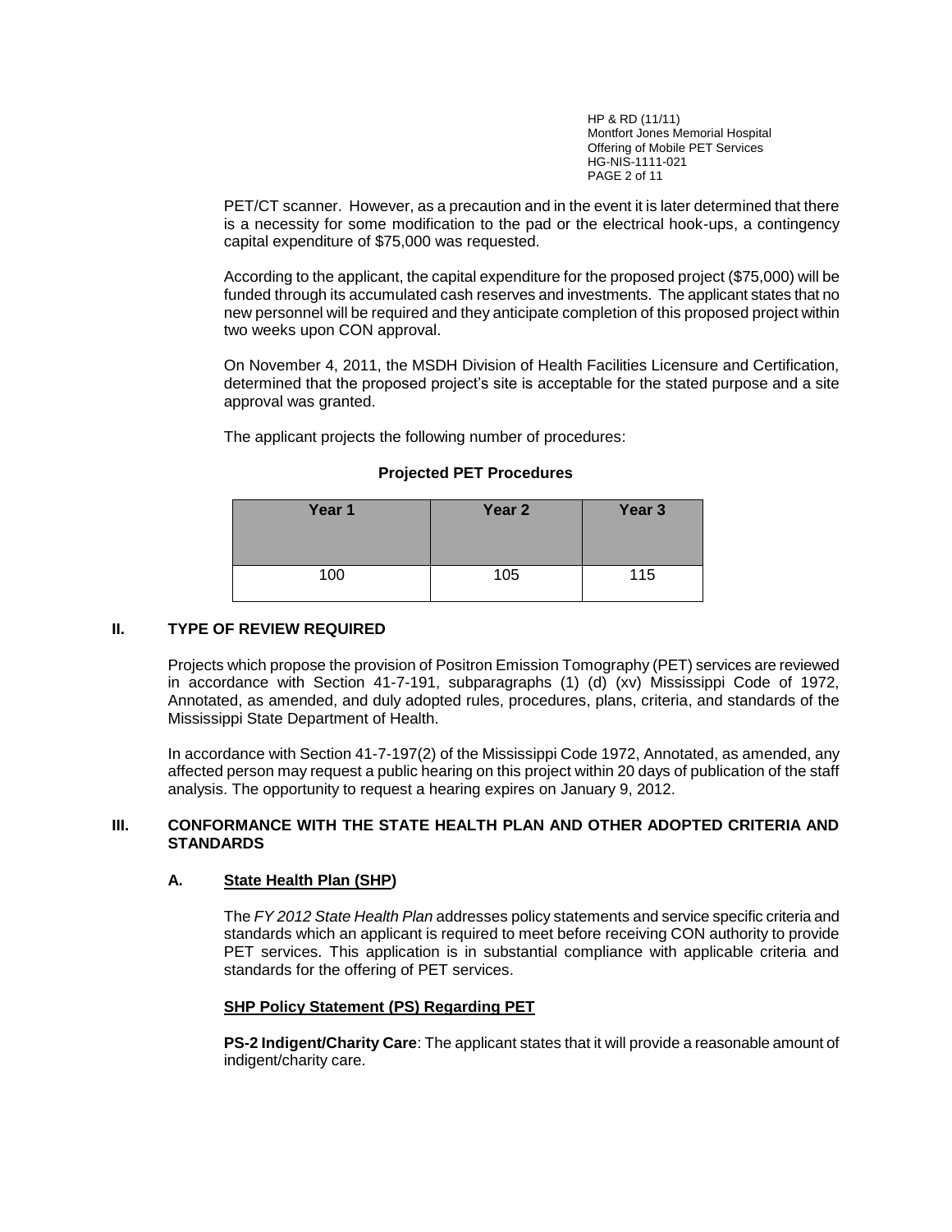PET/CT scanner. However, as a precaution and in the event it is later determined that there is a necessity for some modification to the pad or the electrical hook-ups, a contingency capital expenditure of $75,000 was requested.

According to the applicant, the capital expenditure for the proposed project ($75,000) will be funded through its accumulated cash reserves and investments. The applicant states that no new personnel will be required and they anticipate completion of this proposed project within two weeks upon CON approval.

On November 4, 2011, the MSDH Division of Health Facilities Licensure and Certification, determined that the proposed project's site is acceptable for the stated purpose and a site approval was granted.

The applicant projects the following number of procedures:

**Projected PET Procedures**

| Year 1 | Year 2 | Year 3 |
| --- | --- | --- |
| 100 | 105 | 115 |

## II. TYPE OF REVIEW REQUIRED

Projects which propose the provision of Positron Emission Tomography (PET) services are reviewed in accordance with Section 41-7-191, subparagraphs (1) (d) (xv) Mississippi Code of 1972, Annotated, as amended, and duly adopted rules, procedures, plans, criteria, and standards of the Mississippi State Department of Health.

In accordance with Section 41-7-197(2) of the Mississippi Code 1972, Annotated, as amended, any affected person may request a public hearing on this project within 20 days of publication of the staff analysis. The opportunity to request a hearing expires on January 9, 2012.

## III. CONFORMANCE WITH THE STATE HEALTH PLAN AND OTHER ADOPTED CRITERIA AND STANDARDS

### A. State Health Plan (SHP)

The *FY 2012 State Health Plan* addresses policy statements and service specific criteria and standards which an applicant is required to meet before receiving CON authority to provide PET services. This application is in substantial compliance with applicable criteria and standards for the offering of PET services.

**SHP Policy Statement (PS) Regarding PET**

**PS-2 Indigent/Charity Care**: The applicant states that it will provide a reasonable amount of indigent/charity care.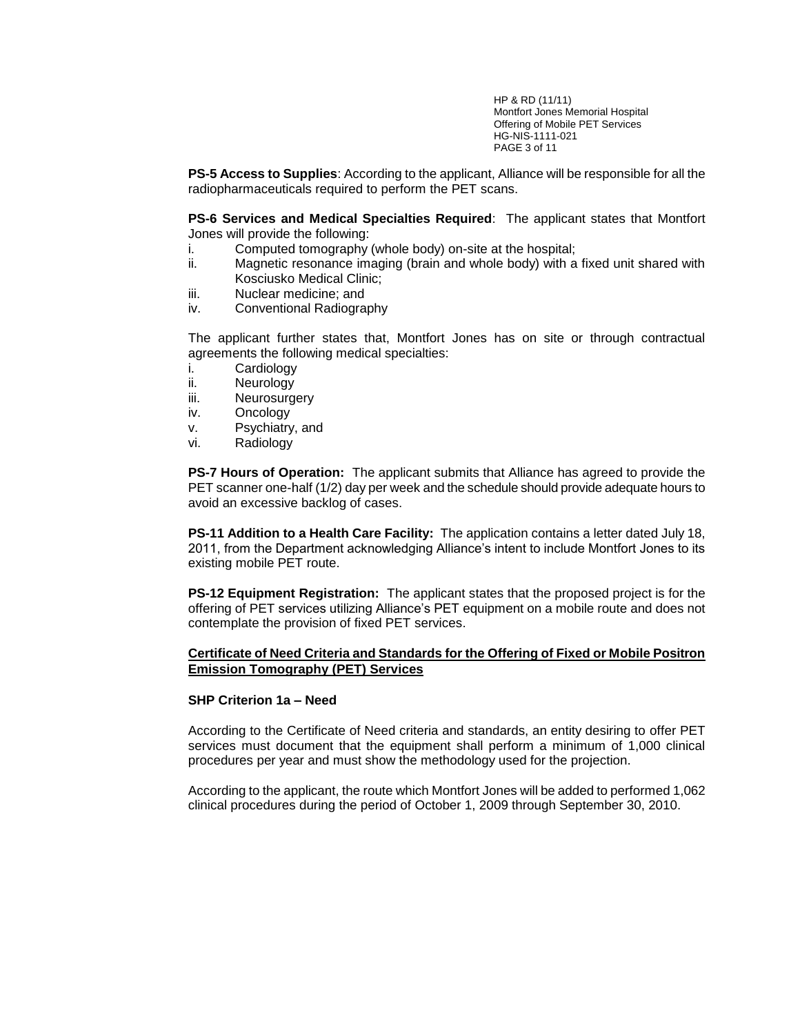**PS-5 Access to Supplies**: According to the applicant, Alliance will be responsible for all the radiopharmaceuticals required to perform the PET scans.

**PS-6 Services and Medical Specialties Required**: The applicant states that Montfort Jones will provide the following:

i. Computed tomography (whole body) on-site at the hospital;
ii. Magnetic resonance imaging (brain and whole body) with a fixed unit shared with Kosciusko Medical Clinic;
iii. Nuclear medicine; and
iv. Conventional Radiography

The applicant further states that, Montfort Jones has on site or through contractual agreements the following medical specialties:

i. Cardiology
ii. Neurology
iii. Neurosurgery
iv. Oncology
v. Psychiatry, and
vi. Radiology

**PS-7 Hours of Operation:** The applicant submits that Alliance has agreed to provide the PET scanner one-half (1/2) day per week and the schedule should provide adequate hours to avoid an excessive backlog of cases.

**PS-11 Addition to a Health Care Facility:** The application contains a letter dated July 18, 2011, from the Department acknowledging Alliance's intent to include Montfort Jones to its existing mobile PET route.

**PS-12 Equipment Registration:** The applicant states that the proposed project is for the offering of PET services utilizing Alliance's PET equipment on a mobile route and does not contemplate the provision of fixed PET services.

## Certificate of Need Criteria and Standards for the Offering of Fixed or Mobile Positron Emission Tomography (PET) Services

### SHP Criterion 1a – Need

According to the Certificate of Need criteria and standards, an entity desiring to offer PET services must document that the equipment shall perform a minimum of 1,000 clinical procedures per year and must show the methodology used for the projection.

According to the applicant, the route which Montfort Jones will be added to performed 1,062 clinical procedures during the period of October 1, 2009 through September 30, 2010.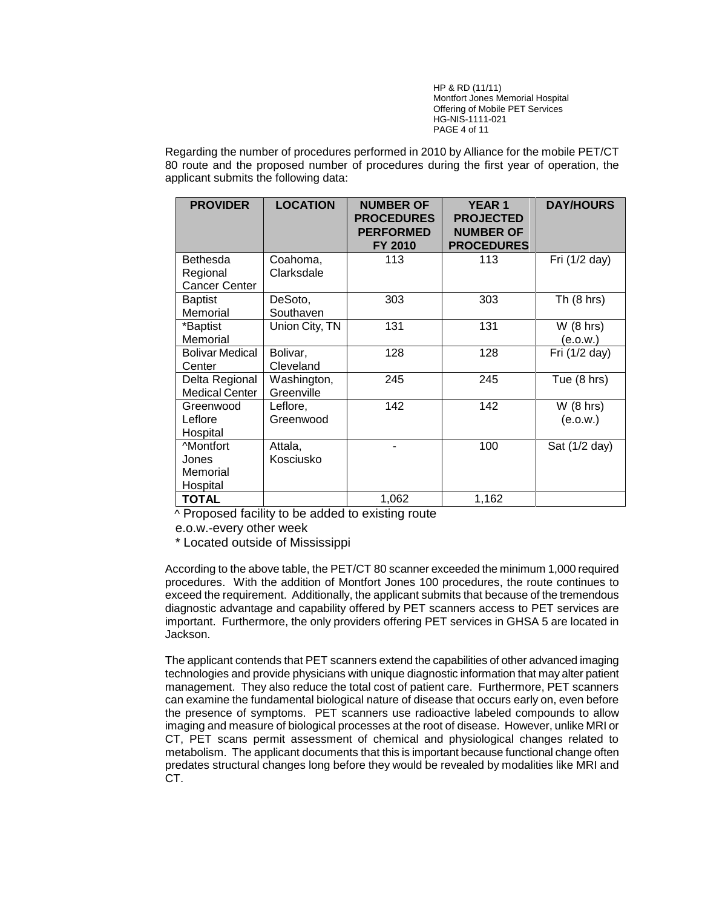Regarding the number of procedures performed in 2010 by Alliance for the mobile PET/CT 80 route and the proposed number of procedures during the first year of operation, the applicant submits the following data:

| PROVIDER | LOCATION | NUMBER OF PROCEDURES PERFORMED FY 2010 | YEAR 1 PROJECTED NUMBER OF PROCEDURES | DAY/HOURS |
|---|---|---|---|---|
| Bethesda Regional Cancer Center | Coahoma, Clarksdale | 113 | 113 | Fri (1/2 day) |
| Baptist Memorial | DeSoto, Southaven | 303 | 303 | Th (8 hrs) |
| *Baptist Memorial | Union City, TN | 131 | 131 | W (8 hrs) (e.o.w.) |
| Bolivar Medical Center | Bolivar, Cleveland | 128 | 128 | Fri (1/2 day) |
| Delta Regional Medical Center | Washington, Greenville | 245 | 245 | Tue (8 hrs) |
| Greenwood Leflore Hospital | Leflore, Greenwood | 142 | 142 | W (8 hrs) (e.o.w.) |
| ^Montfort Jones Memorial Hospital | Attala, Kosciusko | - | 100 | Sat (1/2 day) |
| **TOTAL** | | 1,062 | 1,162 | |

^ Proposed facility to be added to existing route

e.o.w.-every other week

* Located outside of Mississippi

According to the above table, the PET/CT 80 scanner exceeded the minimum 1,000 required procedures. With the addition of Montfort Jones 100 procedures, the route continues to exceed the requirement. Additionally, the applicant submits that because of the tremendous diagnostic advantage and capability offered by PET scanners access to PET services are important. Furthermore, the only providers offering PET services in GHSA 5 are located in Jackson.

The applicant contends that PET scanners extend the capabilities of other advanced imaging technologies and provide physicians with unique diagnostic information that may alter patient management. They also reduce the total cost of patient care. Furthermore, PET scanners can examine the fundamental biological nature of disease that occurs early on, even before the presence of symptoms. PET scanners use radioactive labeled compounds to allow imaging and measure of biological processes at the root of disease. However, unlike MRI or CT, PET scans permit assessment of chemical and physiological changes related to metabolism. The applicant documents that this is important because functional change often predates structural changes long before they would be revealed by modalities like MRI and CT.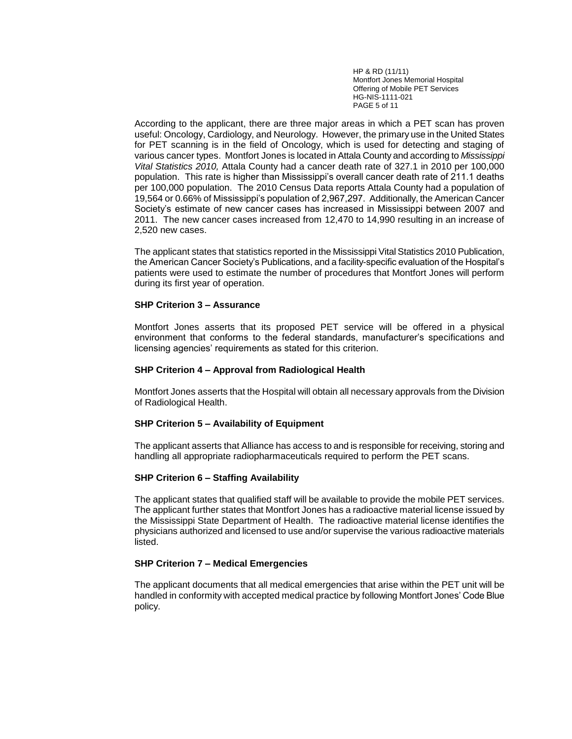According to the applicant, there are three major areas in which a PET scan has proven useful: Oncology, Cardiology, and Neurology. However, the primary use in the United States for PET scanning is in the field of Oncology, which is used for detecting and staging of various cancer types. Montfort Jones is located in Attala County and according to *Mississippi Vital Statistics 2010,* Attala County had a cancer death rate of 327.1 in 2010 per 100,000 population. This rate is higher than Mississippi's overall cancer death rate of 211.1 deaths per 100,000 population. The 2010 Census Data reports Attala County had a population of 19,564 or 0.66% of Mississippi's population of 2,967,297. Additionally, the American Cancer Society's estimate of new cancer cases has increased in Mississippi between 2007 and 2011. The new cancer cases increased from 12,470 to 14,990 resulting in an increase of 2,520 new cases.

The applicant states that statistics reported in the Mississippi Vital Statistics 2010 Publication, the American Cancer Society's Publications, and a facility-specific evaluation of the Hospital's patients were used to estimate the number of procedures that Montfort Jones will perform during its first year of operation.

**SHP Criterion 3 – Assurance**

Montfort Jones asserts that its proposed PET service will be offered in a physical environment that conforms to the federal standards, manufacturer's specifications and licensing agencies' requirements as stated for this criterion.

**SHP Criterion 4 – Approval from Radiological Health**

Montfort Jones asserts that the Hospital will obtain all necessary approvals from the Division of Radiological Health.

**SHP Criterion 5 – Availability of Equipment**

The applicant asserts that Alliance has access to and is responsible for receiving, storing and handling all appropriate radiopharmaceuticals required to perform the PET scans.

**SHP Criterion 6 – Staffing Availability**

The applicant states that qualified staff will be available to provide the mobile PET services. The applicant further states that Montfort Jones has a radioactive material license issued by the Mississippi State Department of Health. The radioactive material license identifies the physicians authorized and licensed to use and/or supervise the various radioactive materials listed.

**SHP Criterion 7 – Medical Emergencies**

The applicant documents that all medical emergencies that arise within the PET unit will be handled in conformity with accepted medical practice by following Montfort Jones' Code Blue policy.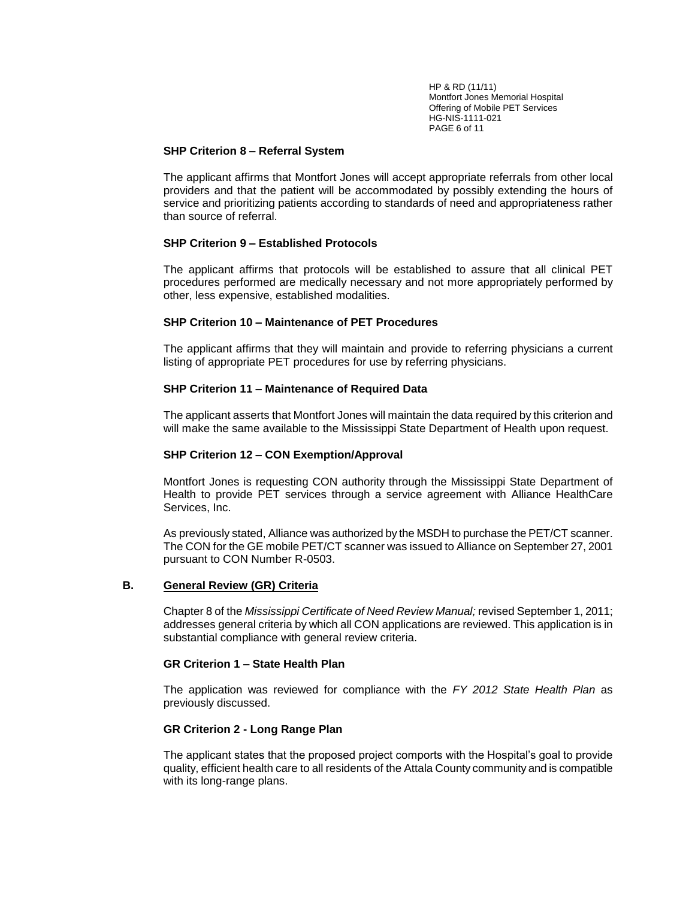**SHP Criterion 8 – Referral System**

The applicant affirms that Montfort Jones will accept appropriate referrals from other local providers and that the patient will be accommodated by possibly extending the hours of service and prioritizing patients according to standards of need and appropriateness rather than source of referral.

**SHP Criterion 9 – Established Protocols**

The applicant affirms that protocols will be established to assure that all clinical PET procedures performed are medically necessary and not more appropriately performed by other, less expensive, established modalities.

**SHP Criterion 10 – Maintenance of PET Procedures**

The applicant affirms that they will maintain and provide to referring physicians a current listing of appropriate PET procedures for use by referring physicians.

**SHP Criterion 11 – Maintenance of Required Data**

The applicant asserts that Montfort Jones will maintain the data required by this criterion and will make the same available to the Mississippi State Department of Health upon request.

**SHP Criterion 12 – CON Exemption/Approval**

Montfort Jones is requesting CON authority through the Mississippi State Department of Health to provide PET services through a service agreement with Alliance HealthCare Services, Inc.

As previously stated, Alliance was authorized by the MSDH to purchase the PET/CT scanner. The CON for the GE mobile PET/CT scanner was issued to Alliance on September 27, 2001 pursuant to CON Number R-0503.

## B. General Review (GR) Criteria

Chapter 8 of the *Mississippi Certificate of Need Review Manual;* revised September 1, 2011; addresses general criteria by which all CON applications are reviewed. This application is in substantial compliance with general review criteria.

**GR Criterion 1 – State Health Plan**

The application was reviewed for compliance with the *FY 2012 State Health Plan* as previously discussed.

**GR Criterion 2 - Long Range Plan**

The applicant states that the proposed project comports with the Hospital's goal to provide quality, efficient health care to all residents of the Attala County community and is compatible with its long-range plans.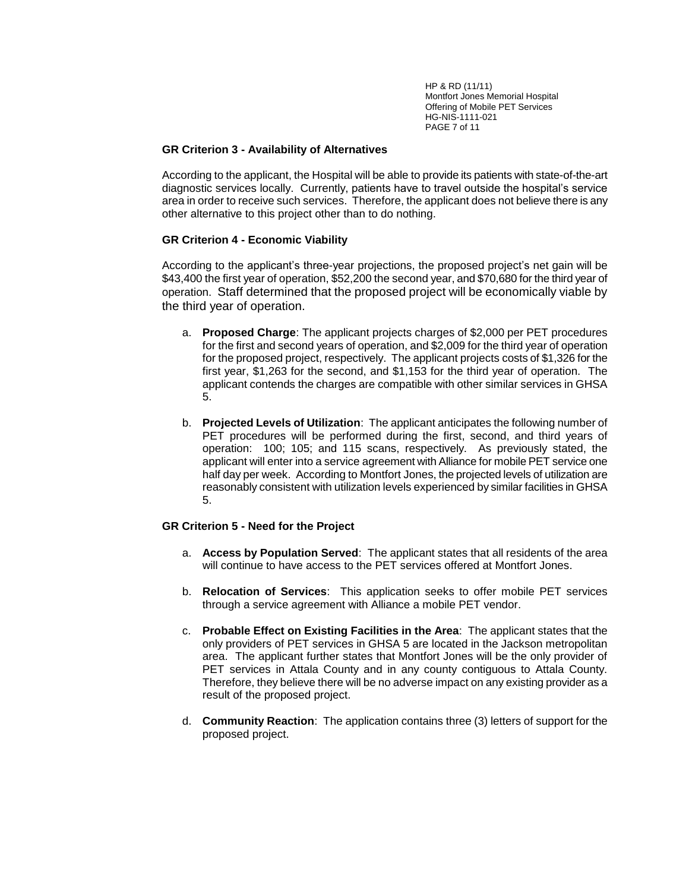### GR Criterion 3 - Availability of Alternatives

According to the applicant, the Hospital will be able to provide its patients with state-of-the-art diagnostic services locally. Currently, patients have to travel outside the hospital's service area in order to receive such services. Therefore, the applicant does not believe there is any other alternative to this project other than to do nothing.

### GR Criterion 4 - Economic Viability

According to the applicant's three-year projections, the proposed project's net gain will be $43,400 the first year of operation, $52,200 the second year, and $70,680 for the third year of operation. Staff determined that the proposed project will be economically viable by the third year of operation.

a. **Proposed Charge**: The applicant projects charges of $2,000 per PET procedures for the first and second years of operation, and $2,009 for the third year of operation for the proposed project, respectively. The applicant projects costs of $1,326 for the first year, $1,263 for the second, and $1,153 for the third year of operation. The applicant contends the charges are compatible with other similar services in GHSA 5.

b. **Projected Levels of Utilization**: The applicant anticipates the following number of PET procedures will be performed during the first, second, and third years of operation: 100; 105; and 115 scans, respectively. As previously stated, the applicant will enter into a service agreement with Alliance for mobile PET service one half day per week. According to Montfort Jones, the projected levels of utilization are reasonably consistent with utilization levels experienced by similar facilities in GHSA 5.

### GR Criterion 5 - Need for the Project

a. **Access by Population Served**: The applicant states that all residents of the area will continue to have access to the PET services offered at Montfort Jones.

b. **Relocation of Services**: This application seeks to offer mobile PET services through a service agreement with Alliance a mobile PET vendor.

c. **Probable Effect on Existing Facilities in the Area**: The applicant states that the only providers of PET services in GHSA 5 are located in the Jackson metropolitan area. The applicant further states that Montfort Jones will be the only provider of PET services in Attala County and in any county contiguous to Attala County. Therefore, they believe there will be no adverse impact on any existing provider as a result of the proposed project.

d. **Community Reaction**: The application contains three (3) letters of support for the proposed project.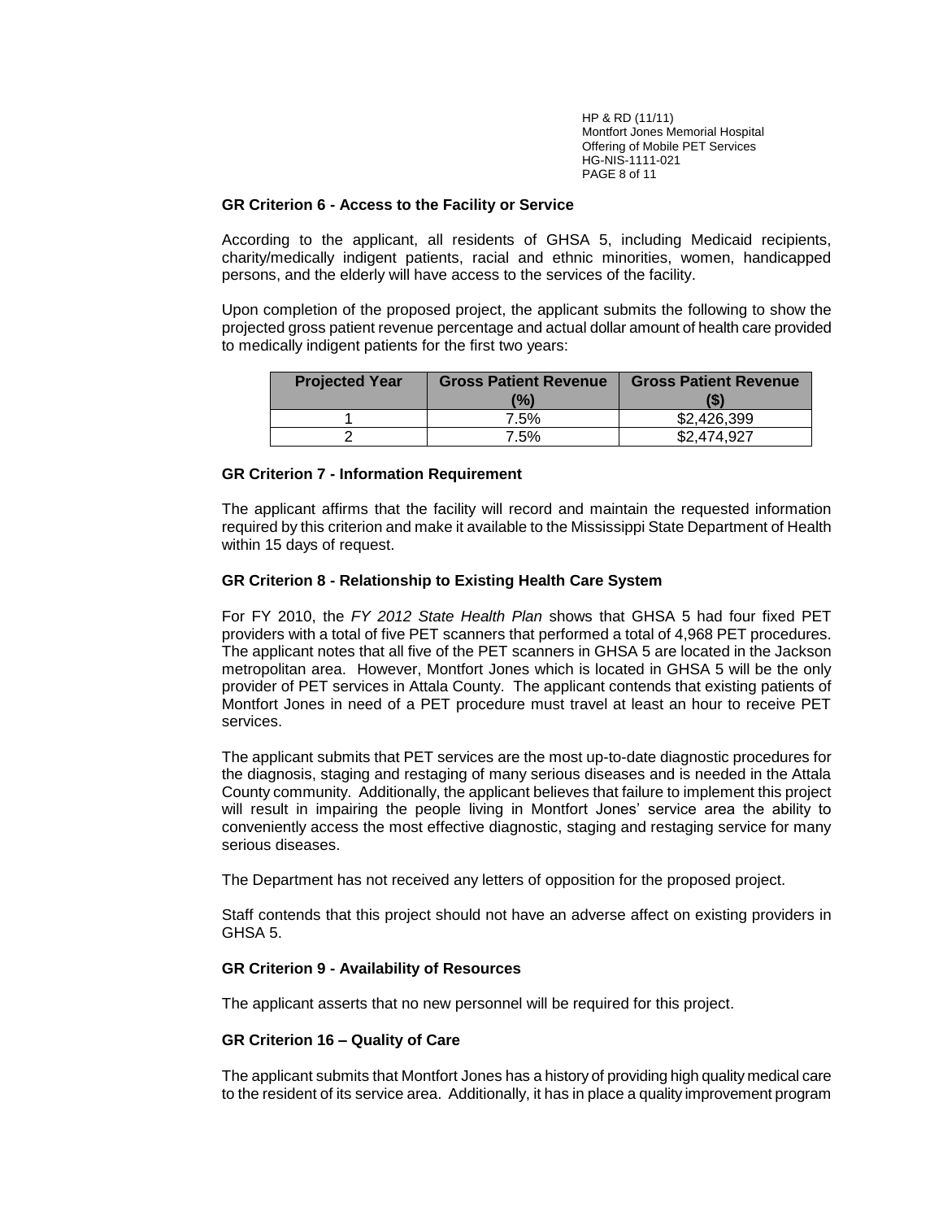**GR Criterion 6 - Access to the Facility or Service**

According to the applicant, all residents of GHSA 5, including Medicaid recipients, charity/medically indigent patients, racial and ethnic minorities, women, handicapped persons, and the elderly will have access to the services of the facility.

Upon completion of the proposed project, the applicant submits the following to show the projected gross patient revenue percentage and actual dollar amount of health care provided to medically indigent patients for the first two years:

| Projected Year | Gross Patient Revenue (%) | Gross Patient Revenue ($) |
|---|---|---|
| 1 | 7.5% | $2,426,399 |
| 2 | 7.5% | $2,474,927 |

**GR Criterion 7 - Information Requirement**

The applicant affirms that the facility will record and maintain the requested information required by this criterion and make it available to the Mississippi State Department of Health within 15 days of request.

**GR Criterion 8 - Relationship to Existing Health Care System**

For FY 2010, the *FY 2012 State Health Plan* shows that GHSA 5 had four fixed PET providers with a total of five PET scanners that performed a total of 4,968 PET procedures. The applicant notes that all five of the PET scanners in GHSA 5 are located in the Jackson metropolitan area. However, Montfort Jones which is located in GHSA 5 will be the only provider of PET services in Attala County. The applicant contends that existing patients of Montfort Jones in need of a PET procedure must travel at least an hour to receive PET services.

The applicant submits that PET services are the most up-to-date diagnostic procedures for the diagnosis, staging and restaging of many serious diseases and is needed in the Attala County community. Additionally, the applicant believes that failure to implement this project will result in impairing the people living in Montfort Jones' service area the ability to conveniently access the most effective diagnostic, staging and restaging service for many serious diseases.

The Department has not received any letters of opposition for the proposed project.

Staff contends that this project should not have an adverse affect on existing providers in GHSA 5.

**GR Criterion 9 - Availability of Resources**

The applicant asserts that no new personnel will be required for this project.

**GR Criterion 16 – Quality of Care**

The applicant submits that Montfort Jones has a history of providing high quality medical care to the resident of its service area. Additionally, it has in place a quality improvement program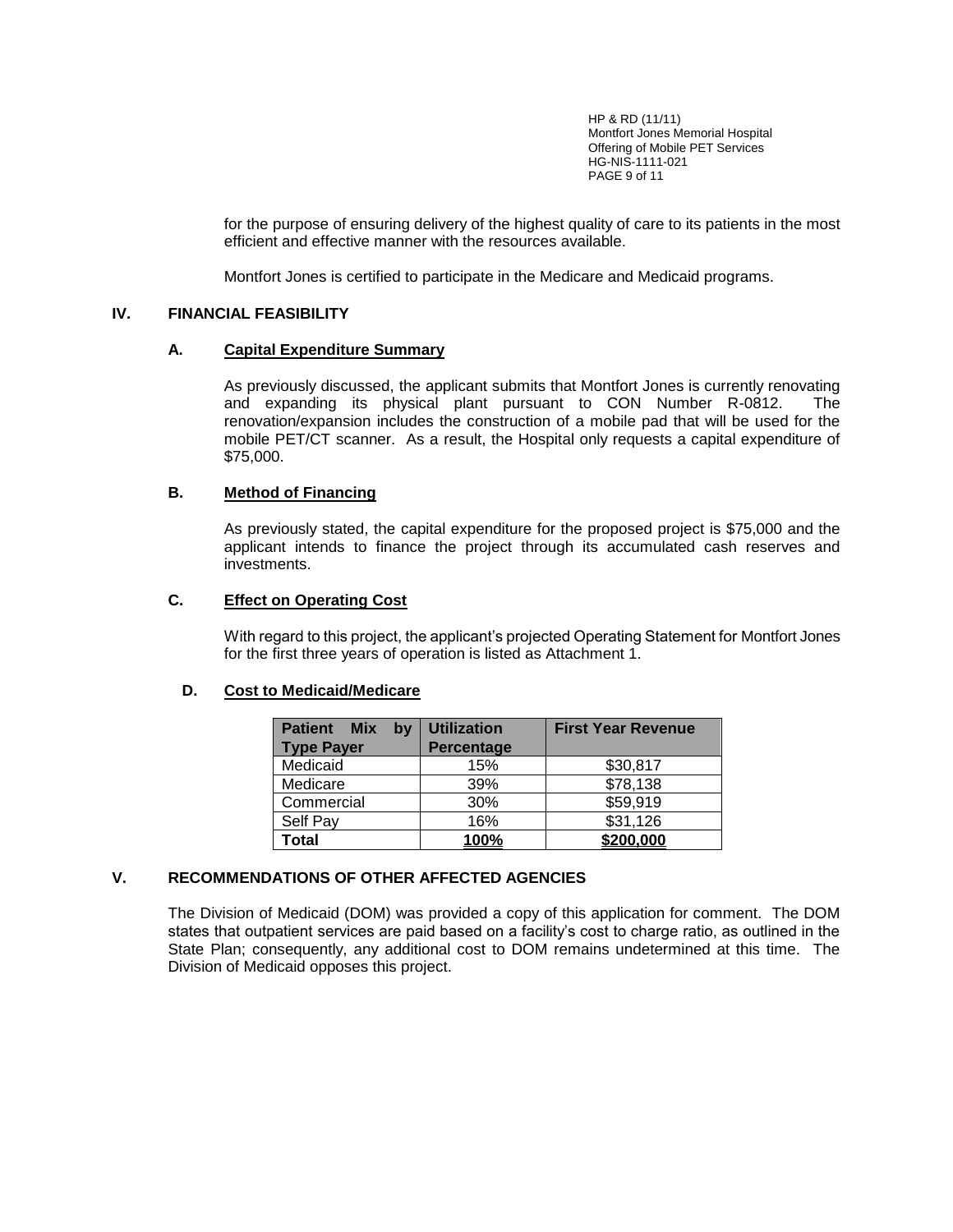for the purpose of ensuring delivery of the highest quality of care to its patients in the most efficient and effective manner with the resources available.

Montfort Jones is certified to participate in the Medicare and Medicaid programs.

## IV. FINANCIAL FEASIBILITY

### A. Capital Expenditure Summary

As previously discussed, the applicant submits that Montfort Jones is currently renovating and expanding its physical plant pursuant to CON Number R-0812. The renovation/expansion includes the construction of a mobile pad that will be used for the mobile PET/CT scanner. As a result, the Hospital only requests a capital expenditure of $75,000.

### B. Method of Financing

As previously stated, the capital expenditure for the proposed project is $75,000 and the applicant intends to finance the project through its accumulated cash reserves and investments.

### C. Effect on Operating Cost

With regard to this project, the applicant's projected Operating Statement for Montfort Jones for the first three years of operation is listed as Attachment 1.

### D. Cost to Medicaid/Medicare

| Patient Mix by Type Payer | Utilization Percentage | First Year Revenue |
|---|---|---|
| Medicaid | 15% | $30,817 |
| Medicare | 39% | $78,138 |
| Commercial | 30% | $59,919 |
| Self Pay | 16% | $31,126 |
| **Total** | **100%** | **$200,000** |

## V. RECOMMENDATIONS OF OTHER AFFECTED AGENCIES

The Division of Medicaid (DOM) was provided a copy of this application for comment. The DOM states that outpatient services are paid based on a facility's cost to charge ratio, as outlined in the State Plan; consequently, any additional cost to DOM remains undetermined at this time. The Division of Medicaid opposes this project.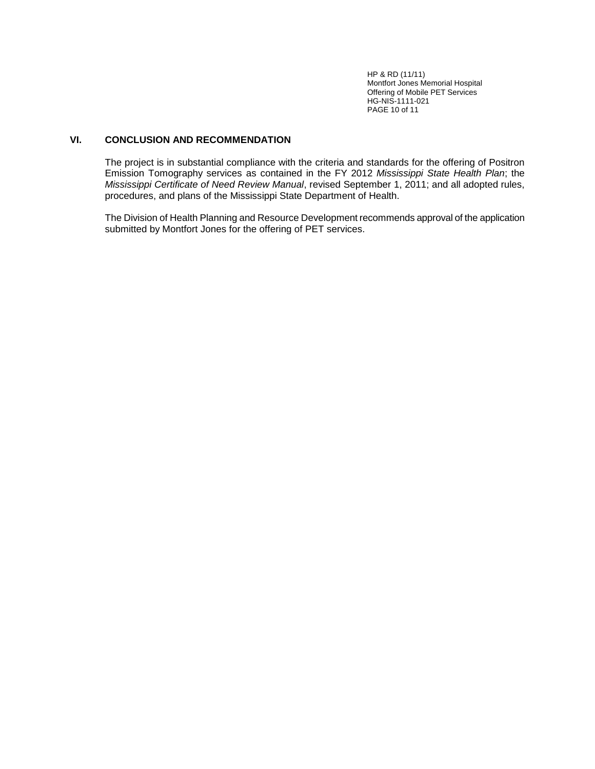## VI. CONCLUSION AND RECOMMENDATION

The project is in substantial compliance with the criteria and standards for the offering of Positron Emission Tomography services as contained in the FY 2012 *Mississippi State Health Plan*; the *Mississippi Certificate of Need Review Manual*, revised September 1, 2011; and all adopted rules, procedures, and plans of the Mississippi State Department of Health.

The Division of Health Planning and Resource Development recommends approval of the application submitted by Montfort Jones for the offering of PET services.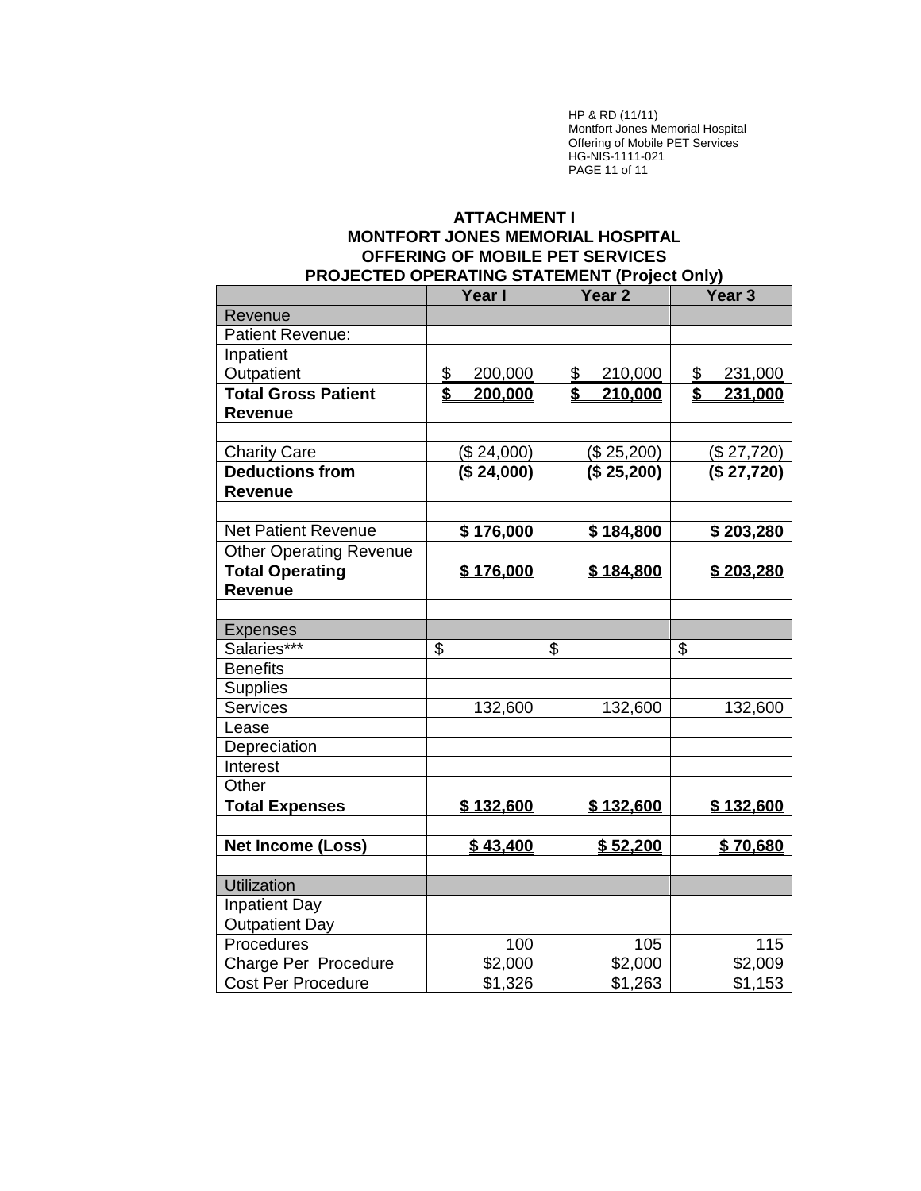## ATTACHMENT I
## MONTFORT JONES MEMORIAL HOSPITAL
## OFFERING OF MOBILE PET SERVICES
## PROJECTED OPERATING STATEMENT (Project Only)

| | Year I | Year 2 | Year 3 |
|---|---|---|---|
| Revenue | | | |
| Patient Revenue: | | | |
| Inpatient | | | |
| Outpatient | $ 200,000 | $ 210,000 | $ 231,000 |
| **Total Gross Patient Revenue** | **$ 200,000** | **$ 210,000** | **$ 231,000** |
| | | | |
| Charity Care | ($ 24,000) | ($ 25,200) | ($ 27,720) |
| **Deductions from Revenue** | **($ 24,000)** | **($ 25,200)** | **($ 27,720)** |
| | | | |
| Net Patient Revenue | **$ 176,000** | **$ 184,800** | **$ 203,280** |
| Other Operating Revenue | | | |
| **Total Operating Revenue** | **$ 176,000** | **$ 184,800** | **$ 203,280** |
| | | | |
| Expenses | | | |
| Salaries*** | $ | $ | $ |
| Benefits | | | |
| Supplies | | | |
| Services | 132,600 | 132,600 | 132,600 |
| Lease | | | |
| Depreciation | | | |
| Interest | | | |
| Other | | | |
| **Total Expenses** | **$ 132,600** | **$ 132,600** | **$ 132,600** |
| | | | |
| **Net Income (Loss)** | **$ 43,400** | **$ 52,200** | **$ 70,680** |
| | | | |
| Utilization | | | |
| Inpatient Day | | | |
| Outpatient Day | | | |
| Procedures | 100 | 105 | 115 |
| Charge Per Procedure | $2,000 | $2,000 | $2,009 |
| Cost Per Procedure | $1,326 | $1,263 | $1,153 |